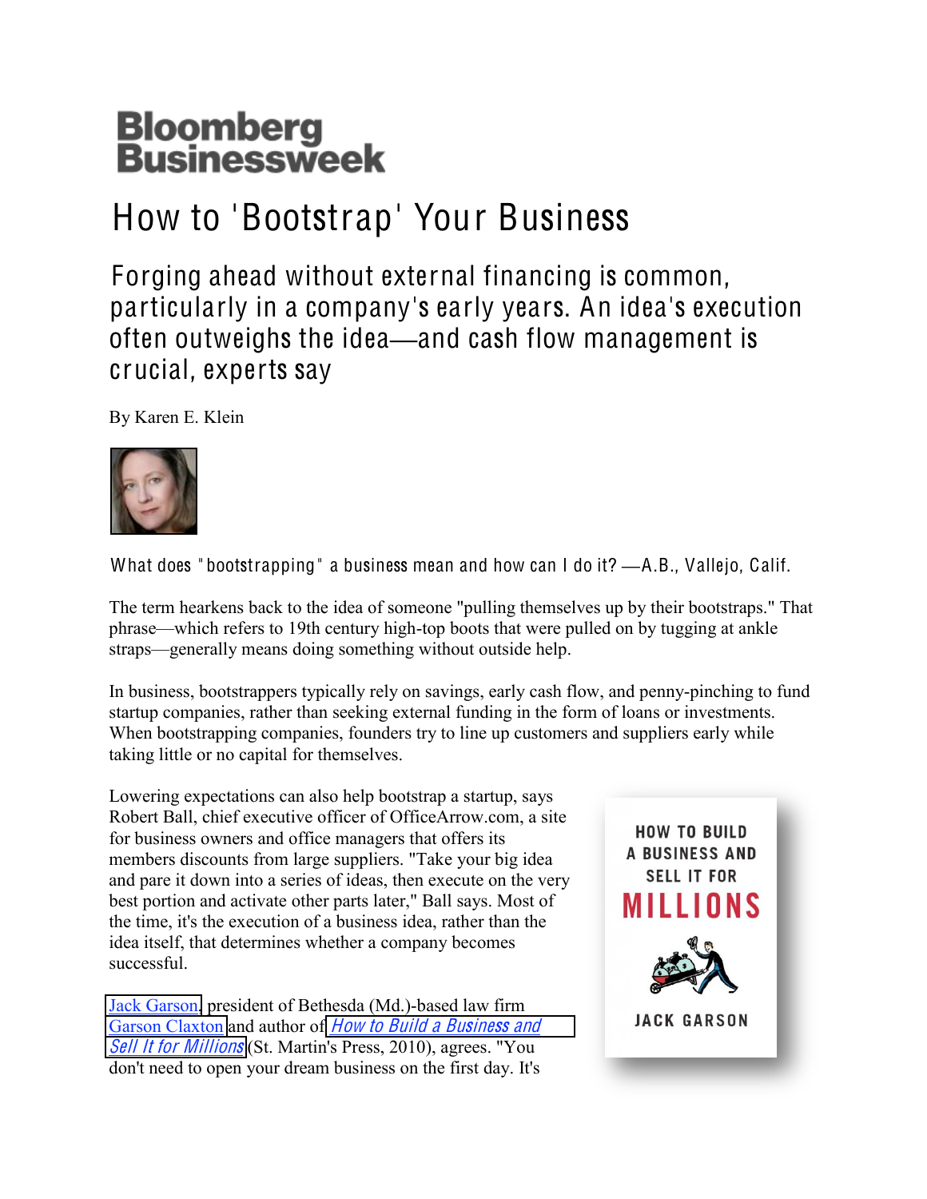Bloomberg Businessweek

# How to 'Bootstrap' Your Business

## Forging ahead without external financing is common, particularly in a company's early years. An idea's execution often outweighs the idea—and cash flow management is crucial, experts say

By Karen E. Klein

What does "bootstrapping" a business mean and how can I do it? —A.B., Vallejo, Calif.

The term hearkens back to the idea of someone "pulling themselves up by their bootstraps." That phrase—which refers to 19th century high-top boots that were pulled on by tugging at ankle straps—generally means doing something without outside help.

In business, bootstrappers typically rely on savings, early cash flow, and penny-pinching to fund startup companies, rather than seeking external funding in the form of loans or investments. When bootstrapping companies, founders try to line up customers and suppliers early while taking little or no capital for themselves.

Lowering expectations can also help bootstrap a startup, says Robert Ball, chief executive officer of OfficeArrow.com, a site for business owners and office managers that offers its members discounts from large suppliers. "Take your big idea and pare it down into a series of ideas, then execute on the very best portion and activate other parts later," Ball says. Most of the time, it's the execution of a business idea, rather than the idea itself, that determines whether a company becomes successful.

Jack Garson, president of Bethesda (Md.)-based law firm Garson Claxton and author of *How to Build a Business and Sell It for Millions* (St. Martin's Press, 2010), agrees. "You don't need to open your dream business on the first day. It's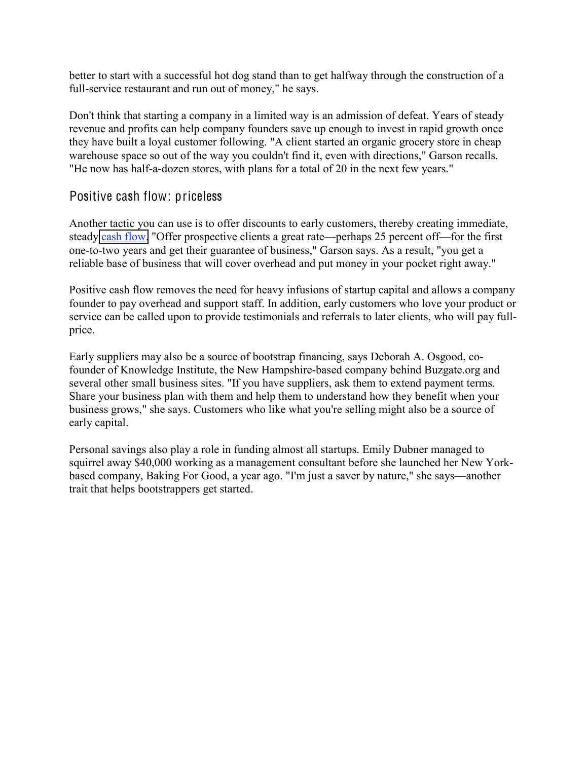better to start with a successful hot dog stand than to get halfway through the construction of a full-service restaurant and run out of money," he says.

Don't think that starting a company in a limited way is an admission of defeat. Years of steady revenue and profits can help company founders save up enough to invest in rapid growth once they have built a loyal customer following. "A client started an organic grocery store in cheap warehouse space so out of the way you couldn't find it, even with directions," Garson recalls. "He now has half-a-dozen stores, with plans for a total of 20 in the next few years."

## Positive cash flow: priceless

Another tactic you can use is to offer discounts to early customers, thereby creating immediate, steady cash flow. "Offer prospective clients a great rate—perhaps 25 percent off—for the first one-to-two years and get their guarantee of business," Garson says. As a result, "you get a reliable base of business that will cover overhead and put money in your pocket right away."

Positive cash flow removes the need for heavy infusions of startup capital and allows a company founder to pay overhead and support staff. In addition, early customers who love your product or service can be called upon to provide testimonials and referrals to later clients, who will pay full-price.

Early suppliers may also be a source of bootstrap financing, says Deborah A. Osgood, co-founder of Knowledge Institute, the New Hampshire-based company behind Buzgate.org and several other small business sites. "If you have suppliers, ask them to extend payment terms. Share your business plan with them and help them to understand how they benefit when your business grows," she says. Customers who like what you're selling might also be a source of early capital.

Personal savings also play a role in funding almost all startups. Emily Dubner managed to squirrel away $40,000 working as a management consultant before she launched her New York-based company, Baking For Good, a year ago. "I'm just a saver by nature," she says—another trait that helps bootstrappers get started.